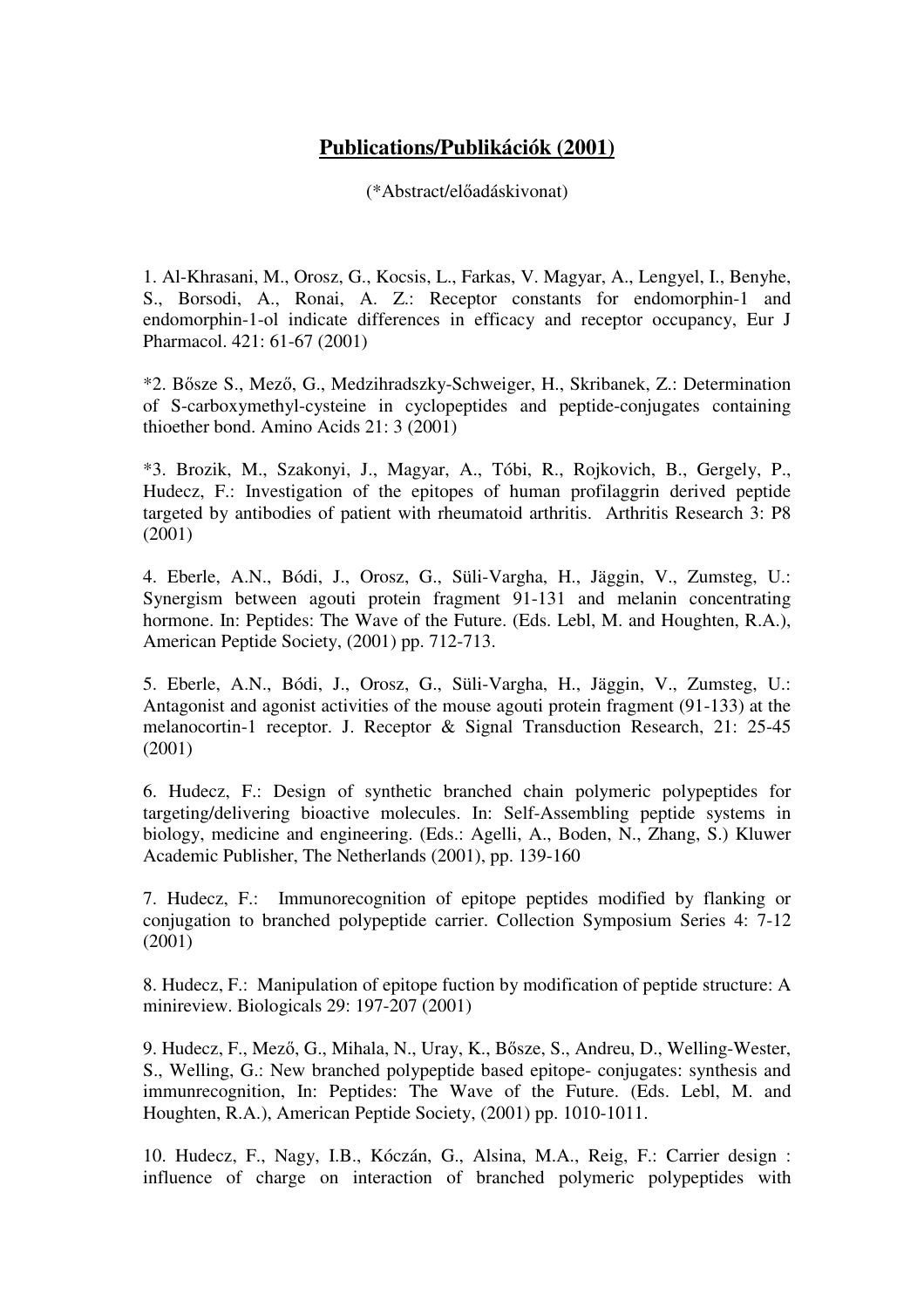# **Publications/Publikációk (2001)**

(*Abstract/előadáskivonat)

1. Al-Khrasani, M., Orosz, G., Kocsis, L., Farkas, V. Magyar, A., Lengyel, I., Benyhe, S., Borsodi, A., Ronai, A. Z.: Receptor constants for endomorphin-1 and endomorphin-1-ol indicate differences in efficacy and receptor occupancy, Eur J Pharmacol. 421: 61-67 (2001)

*2. Bősze S., Mező, G., Medzihradszky-Schweiger, H., Skribanek, Z.: Determination of S-carboxymethyl-cysteine in cyclopeptides and peptide-conjugates containing thioether bond. Amino Acids 21: 3 (2001)

*3. Brozik, M., Szakonyi, J., Magyar, A., Tóbi, R., Rojkovich, B., Gergely, P., Hudecz, F.: Investigation of the epitopes of human profilaggrin derived peptide targeted by antibodies of patient with rheumatoid arthritis. Arthritis Research 3: P8 (2001)

4. Eberle, A.N., Bódi, J., Orosz, G., Süli-Vargha, H., Jäggin, V., Zumsteg, U.: Synergism between agouti protein fragment 91-131 and melanin concentrating hormone. In: Peptides: The Wave of the Future. (Eds. Lebl, M. and Houghten, R.A.), American Peptide Society, (2001) pp. 712-713.

5. Eberle, A.N., Bódi, J., Orosz, G., Süli-Vargha, H., Jäggin, V., Zumsteg, U.: Antagonist and agonist activities of the mouse agouti protein fragment (91-133) at the melanocortin-1 receptor. J. Receptor & Signal Transduction Research, 21: 25-45 (2001)

6. Hudecz, F.: Design of synthetic branched chain polymeric polypeptides for targeting/delivering bioactive molecules. In: Self-Assembling peptide systems in biology, medicine and engineering. (Eds.: Agelli, A., Boden, N., Zhang, S.) Kluwer Academic Publisher, The Netherlands (2001), pp. 139-160

7. Hudecz, F.: Immunorecognition of epitope peptides modified by flanking or conjugation to branched polypeptide carrier. Collection Symposium Series 4: 7-12 (2001)

8. Hudecz, F.: Manipulation of epitope fuction by modification of peptide structure: A minireview. Biologicals 29: 197-207 (2001)

9. Hudecz, F., Mező, G., Mihala, N., Uray, K., Bősze, S., Andreu, D., Welling-Wester, S., Welling, G.: New branched polypeptide based epitope- conjugates: synthesis and immunrecognition, In: Peptides: The Wave of the Future. (Eds. Lebl, M. and Houghten, R.A.), American Peptide Society, (2001) pp. 1010-1011.

10. Hudecz, F., Nagy, I.B., Kóczán, G., Alsina, M.A., Reig, F.: Carrier design : influence of charge on interaction of branched polymeric polypeptides with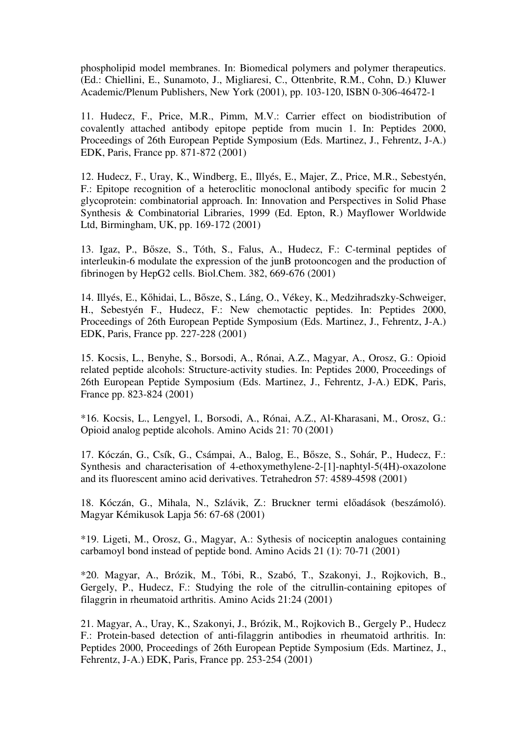phospholipid model membranes. In: Biomedical polymers and polymer therapeutics. (Ed.: Chiellini, E., Sunamoto, J., Migliaresi, C., Ottenbrite, R.M., Cohn, D.) Kluwer Academic/Plenum Publishers, New York (2001), pp. 103-120, ISBN 0-306-46472-1

11. Hudecz, F., Price, M.R., Pimm, M.V.: Carrier effect on biodistribution of covalently attached antibody epitope peptide from mucin 1. In: Peptides 2000, Proceedings of 26th European Peptide Symposium (Eds. Martinez, J., Fehrentz, J-A.) EDK, Paris, France pp. 871-872 (2001)

12. Hudecz, F., Uray, K., Windberg, E., Illyés, E., Majer, Z., Price, M.R., Sebestyén, F.: Epitope recognition of a heteroclitic monoclonal antibody specific for mucin 2 glycoprotein: combinatorial approach. In: Innovation and Perspectives in Solid Phase Synthesis & Combinatorial Libraries, 1999 (Ed. Epton, R.) Mayflower Worldwide Ltd, Birmingham, UK, pp. 169-172 (2001)

13. Igaz, P., Bősze, S., Tóth, S., Falus, A., Hudecz, F.: C-terminal peptides of interleukin-6 modulate the expression of the junB protooncogen and the production of fibrinogen by HepG2 cells. Biol.Chem. 382, 669-676 (2001)

14. Illyés, E., Kőhidai, L., Bősze, S., Láng, O., Vékey, K., Medzihradszky-Schweiger, H., Sebestyén F., Hudecz, F.: New chemotactic peptides. In: Peptides 2000, Proceedings of 26th European Peptide Symposium (Eds. Martinez, J., Fehrentz, J-A.) EDK, Paris, France pp. 227-228 (2001)

15. Kocsis, L., Benyhe, S., Borsodi, A., Rónai, A.Z., Magyar, A., Orosz, G.: Opioid related peptide alcohols: Structure-activity studies. In: Peptides 2000, Proceedings of 26th European Peptide Symposium (Eds. Martinez, J., Fehrentz, J-A.) EDK, Paris, France pp. 823-824 (2001)

*16. Kocsis, L., Lengyel, I., Borsodi, A., Rónai, A.Z., Al-Kharasani, M., Orosz, G.: Opioid analog peptide alcohols. Amino Acids 21: 70 (2001)

17. Kóczán, G., Csík, G., Csámpai, A., Balog, E., Bősze, S., Sohár, P., Hudecz, F.: Synthesis and characterisation of 4-ethoxymethylene-2-[1]-naphtyl-5(4H)-oxazolone and its fluorescent amino acid derivatives. Tetrahedron 57: 4589-4598 (2001)

18. Kóczán, G., Mihala, N., Szlávik, Z.: Bruckner termi előadások (beszámoló). Magyar Kémikusok Lapja 56: 67-68 (2001)

*19. Ligeti, M., Orosz, G., Magyar, A.: Sythesis of nociceptin analogues containing carbamoyl bond instead of peptide bond. Amino Acids 21 (1): 70-71 (2001)

*20. Magyar, A., Brózik, M., Tóbi, R., Szabó, T., Szakonyi, J., Rojkovich, B., Gergely, P., Hudecz, F.: Studying the role of the citrullin-containing epitopes of filaggrin in rheumatoid arthritis. Amino Acids 21:24 (2001)

21. Magyar, A., Uray, K., Szakonyi, J., Brózik, M., Rojkovich B., Gergely P., Hudecz F.: Protein-based detection of anti-filaggrin antibodies in rheumatoid arthritis. In: Peptides 2000, Proceedings of 26th European Peptide Symposium (Eds. Martinez, J., Fehrentz, J-A.) EDK, Paris, France pp. 253-254 (2001)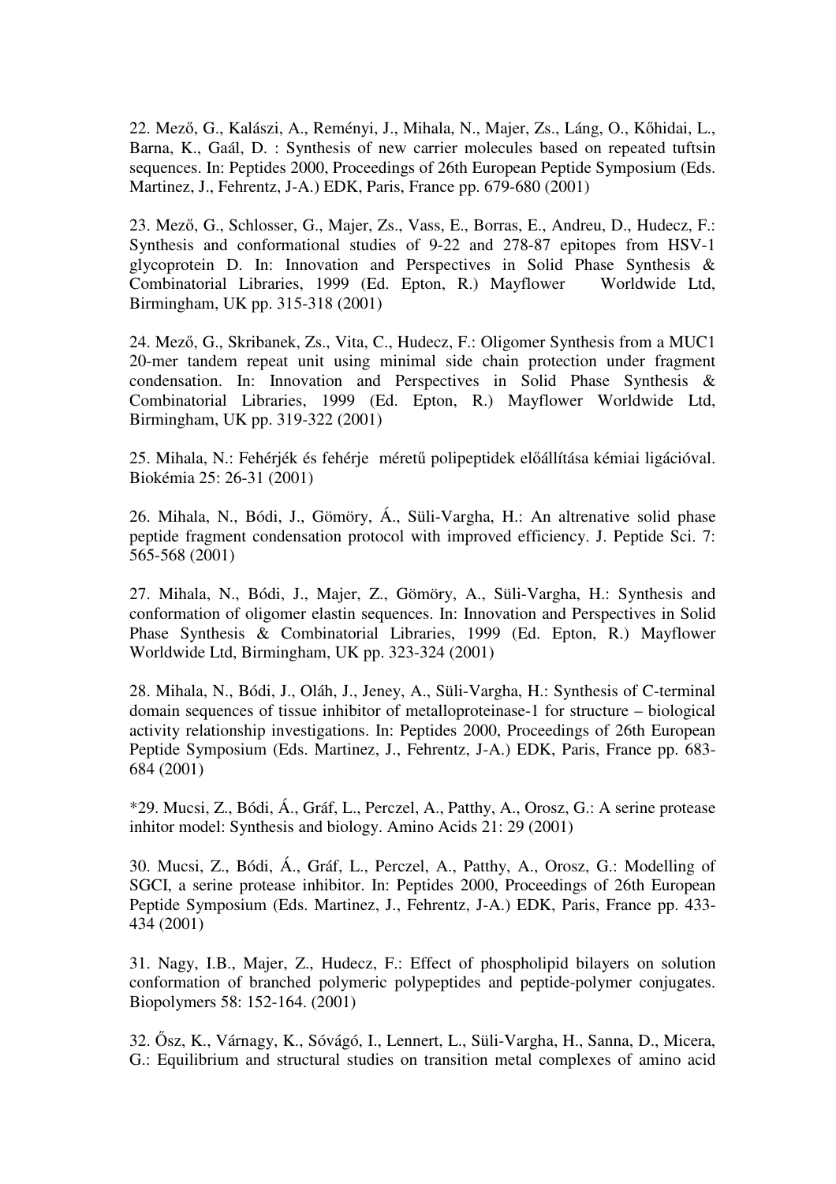22. Mező, G., Kalászi, A., Reményi, J., Mihala, N., Majer, Zs., Láng, O., Kőhidai, L., Barna, K., Gaál, D. : Synthesis of new carrier molecules based on repeated tuftsin sequences. In: Peptides 2000, Proceedings of 26th European Peptide Symposium (Eds. Martinez, J., Fehrentz, J-A.) EDK, Paris, France pp. 679-680 (2001)

23. Mező, G., Schlosser, G., Majer, Zs., Vass, E., Borras, E., Andreu, D., Hudecz, F.: Synthesis and conformational studies of 9-22 and 278-87 epitopes from HSV-1 glycoprotein D. In: Innovation and Perspectives in Solid Phase Synthesis & Combinatorial Libraries, 1999 (Ed. Epton, R.) Mayflower Worldwide Ltd, Birmingham, UK pp. 315-318 (2001)

24. Mező, G., Skribanek, Zs., Vita, C., Hudecz, F.: Oligomer Synthesis from a MUC1 20-mer tandem repeat unit using minimal side chain protection under fragment condensation. In: Innovation and Perspectives in Solid Phase Synthesis & Combinatorial Libraries, 1999 (Ed. Epton, R.) Mayflower Worldwide Ltd, Birmingham, UK pp. 319-322 (2001)

25. Mihala, N.: Fehérjék és fehérje méretű polipeptidek előállítása kémiai ligációval. Biokémia 25: 26-31 (2001)

26. Mihala, N., Bódi, J., Gömöry, Á., Süli-Vargha, H.: An altrenative solid phase peptide fragment condensation protocol with improved efficiency. J. Peptide Sci. 7: 565-568 (2001)

27. Mihala, N., Bódi, J., Majer, Z., Gömöry, A., Süli-Vargha, H.: Synthesis and conformation of oligomer elastin sequences. In: Innovation and Perspectives in Solid Phase Synthesis & Combinatorial Libraries, 1999 (Ed. Epton, R.) Mayflower Worldwide Ltd, Birmingham, UK pp. 323-324 (2001)

28. Mihala, N., Bódi, J., Oláh, J., Jeney, A., Süli-Vargha, H.: Synthesis of C-terminal domain sequences of tissue inhibitor of metalloproteinase-1 for structure – biological activity relationship investigations. In: Peptides 2000, Proceedings of 26th European Peptide Symposium (Eds. Martinez, J., Fehrentz, J-A.) EDK, Paris, France pp. 683-684 (2001)

*29. Mucsi, Z., Bódi, Á., Gráf, L., Perczel, A., Patthy, A., Orosz, G.: A serine protease inhitor model: Synthesis and biology. Amino Acids 21: 29 (2001)

30. Mucsi, Z., Bódi, Á., Gráf, L., Perczel, A., Patthy, A., Orosz, G.: Modelling of SGCI, a serine protease inhibitor. In: Peptides 2000, Proceedings of 26th European Peptide Symposium (Eds. Martinez, J., Fehrentz, J-A.) EDK, Paris, France pp. 433-434 (2001)

31. Nagy, I.B., Majer, Z., Hudecz, F.: Effect of phospholipid bilayers on solution conformation of branched polymeric polypeptides and peptide-polymer conjugates. Biopolymers 58: 152-164. (2001)

32. Ősz, K., Várnagy, K., Sóvágó, I., Lennert, L., Süli-Vargha, H., Sanna, D., Micera, G.: Equilibrium and structural studies on transition metal complexes of amino acid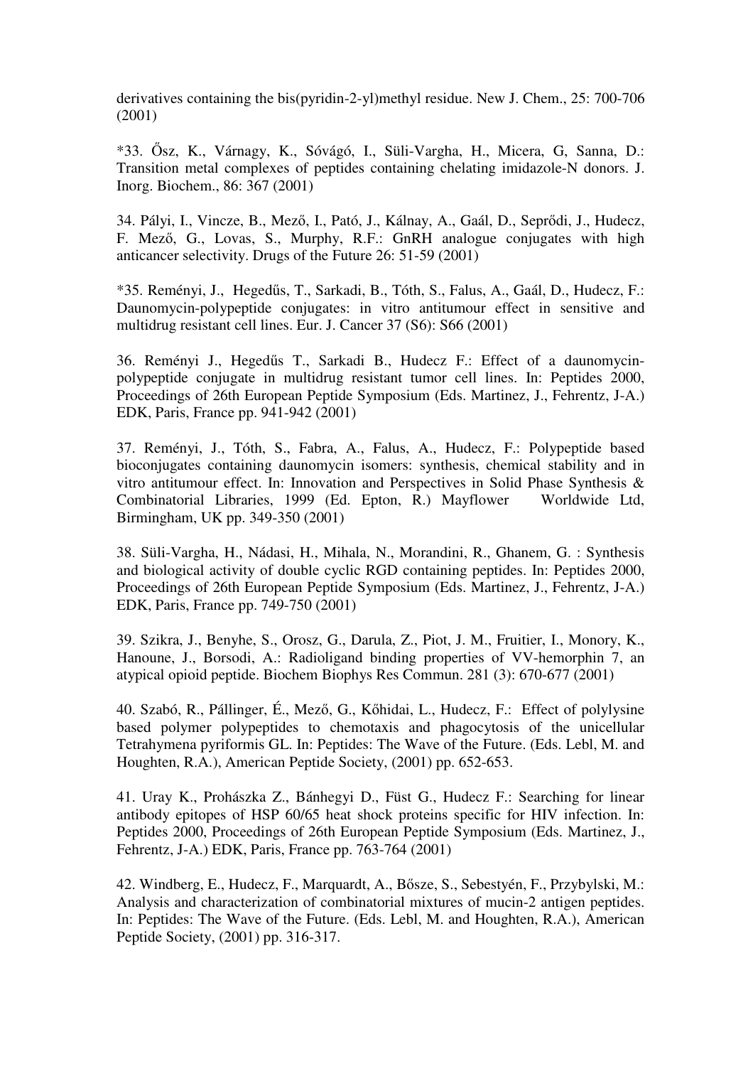derivatives containing the bis(pyridin-2-yl)methyl residue. New J. Chem., 25: 700-706 (2001)

*33. Ősz, K., Várnagy, K., Sóvágó, I., Süli-Vargha, H., Micera, G, Sanna, D.: Transition metal complexes of peptides containing chelating imidazole-N donors. J. Inorg. Biochem., 86: 367 (2001)

34. Pályi, I., Vincze, B., Mező, I., Pató, J., Kálnay, A., Gaál, D., Seprődi, J., Hudecz, F. Mező, G., Lovas, S., Murphy, R.F.: GnRH analogue conjugates with high anticancer selectivity. Drugs of the Future 26: 51-59 (2001)

*35. Reményi, J., Hegedűs, T., Sarkadi, B., Tóth, S., Falus, A., Gaál, D., Hudecz, F.: Daunomycin-polypeptide conjugates: in vitro antitumour effect in sensitive and multidrug resistant cell lines. Eur. J. Cancer 37 (S6): S66 (2001)

36. Reményi J., Hegedűs T., Sarkadi B., Hudecz F.: Effect of a daunomycin-polypeptide conjugate in multidrug resistant tumor cell lines. In: Peptides 2000, Proceedings of 26th European Peptide Symposium (Eds. Martinez, J., Fehrentz, J-A.) EDK, Paris, France pp. 941-942 (2001)

37. Reményi, J., Tóth, S., Fabra, A., Falus, A., Hudecz, F.: Polypeptide based bioconjugates containing daunomycin isomers: synthesis, chemical stability and in vitro antitumour effect. In: Innovation and Perspectives in Solid Phase Synthesis & Combinatorial Libraries, 1999 (Ed. Epton, R.) Mayflower Worldwide Ltd, Birmingham, UK pp. 349-350 (2001)

38. Süli-Vargha, H., Nádasi, H., Mihala, N., Morandini, R., Ghanem, G. : Synthesis and biological activity of double cyclic RGD containing peptides. In: Peptides 2000, Proceedings of 26th European Peptide Symposium (Eds. Martinez, J., Fehrentz, J-A.) EDK, Paris, France pp. 749-750 (2001)

39. Szikra, J., Benyhe, S., Orosz, G., Darula, Z., Piot, J. M., Fruitier, I., Monory, K., Hanoune, J., Borsodi, A.: Radioligand binding properties of VV-hemorphin 7, an atypical opioid peptide. Biochem Biophys Res Commun. 281 (3): 670-677 (2001)

40. Szabó, R., Pállinger, É., Mező, G., Kőhidai, L., Hudecz, F.: Effect of polylysine based polymer polypeptides to chemotaxis and phagocytosis of the unicellular Tetrahymena pyriformis GL. In: Peptides: The Wave of the Future. (Eds. Lebl, M. and Houghten, R.A.), American Peptide Society, (2001) pp. 652-653.

41. Uray K., Prohászka Z., Bánhegyi D., Füst G., Hudecz F.: Searching for linear antibody epitopes of HSP 60/65 heat shock proteins specific for HIV infection. In: Peptides 2000, Proceedings of 26th European Peptide Symposium (Eds. Martinez, J., Fehrentz, J-A.) EDK, Paris, France pp. 763-764 (2001)

42. Windberg, E., Hudecz, F., Marquardt, A., Bősze, S., Sebestyén, F., Przybylski, M.: Analysis and characterization of combinatorial mixtures of mucin-2 antigen peptides. In: Peptides: The Wave of the Future. (Eds. Lebl, M. and Houghten, R.A.), American Peptide Society, (2001) pp. 316-317.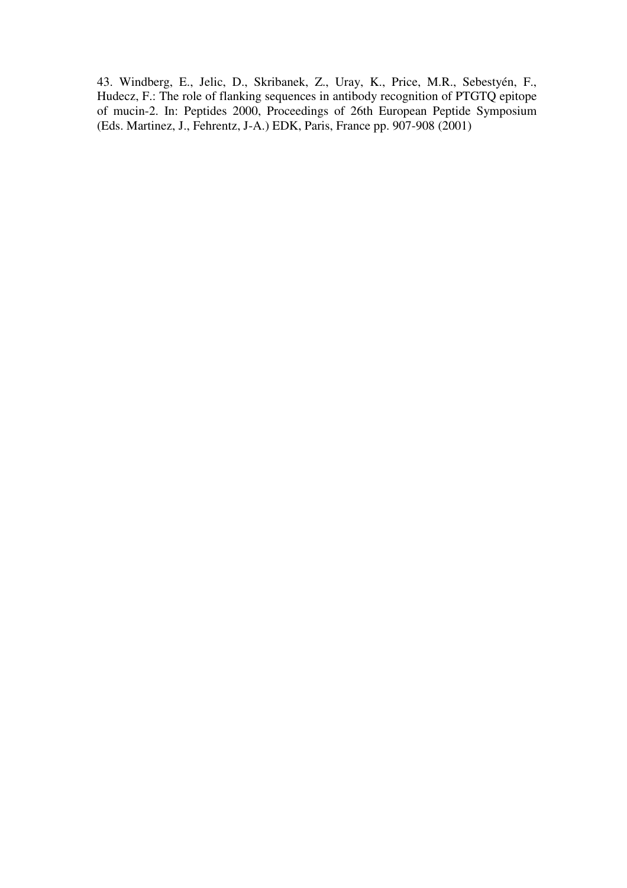43. Windberg, E., Jelic, D., Skribanek, Z., Uray, K., Price, M.R., Sebestyén, F., Hudecz, F.: The role of flanking sequences in antibody recognition of PTGTQ epitope of mucin-2. In: Peptides 2000, Proceedings of 26th European Peptide Symposium (Eds. Martinez, J., Fehrentz, J-A.) EDK, Paris, France pp. 907-908 (2001)